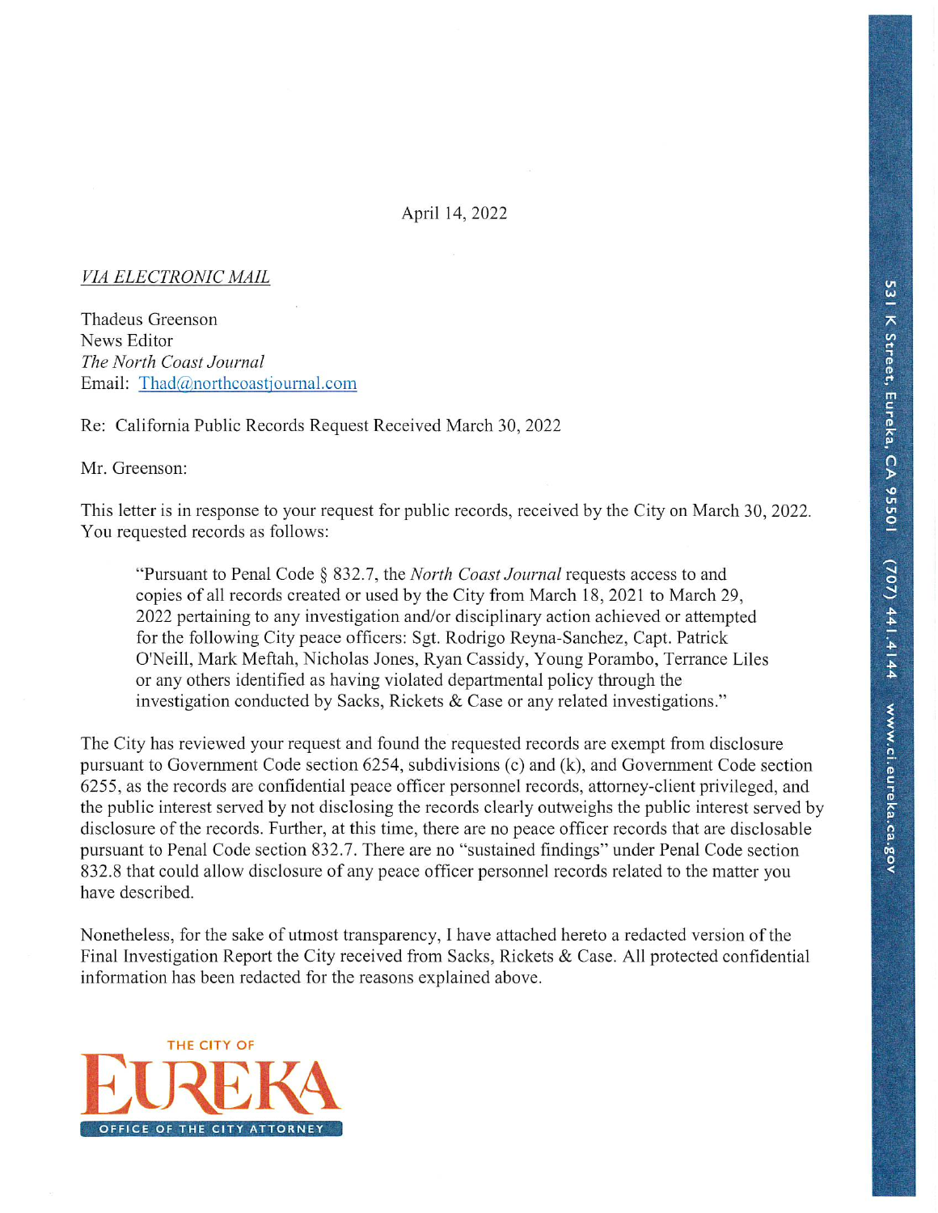April 14, 2022

*VIA ELECTRONIC MAIL*

Thadeus Greenson
News Editor
*The North Coast Journal*
Email: Thad@northcoastjournal.com

Re: California Public Records Request Received March 30, 2022

Mr. Greenson:

This letter is in response to your request for public records, received by the City on March 30, 2022. You requested records as follows:

> "Pursuant to Penal Code § 832.7, the *North Coast Journal* requests access to and copies of all records created or used by the City from March 18, 2021 to March 29, 2022 pertaining to any investigation and/or disciplinary action achieved or attempted for the following City peace officers: Sgt. Rodrigo Reyna-Sanchez, Capt. Patrick O'Neill, Mark Meftah, Nicholas Jones, Ryan Cassidy, Young Porambo, Terrance Liles or any others identified as having violated departmental policy through the investigation conducted by Sacks, Rickets & Case or any related investigations."

The City has reviewed your request and found the requested records are exempt from disclosure pursuant to Government Code section 6254, subdivisions (c) and (k), and Government Code section 6255, as the records are confidential peace officer personnel records, attorney-client privileged, and the public interest served by not disclosing the records clearly outweighs the public interest served by disclosure of the records. Further, at this time, there are no peace officer records that are disclosable pursuant to Penal Code section 832.7. There are no "sustained findings" under Penal Code section 832.8 that could allow disclosure of any peace officer personnel records related to the matter you have described.

Nonetheless, for the sake of utmost transparency, I have attached hereto a redacted version of the Final Investigation Report the City received from Sacks, Rickets & Case. All protected confidential information has been redacted for the reasons explained above.

THE CITY OF EUREKA
OFFICE OF THE CITY ATTORNEY

531 K Street, Eureka, CA 95501 (707) 441.4144 www.ci.eureka.ca.gov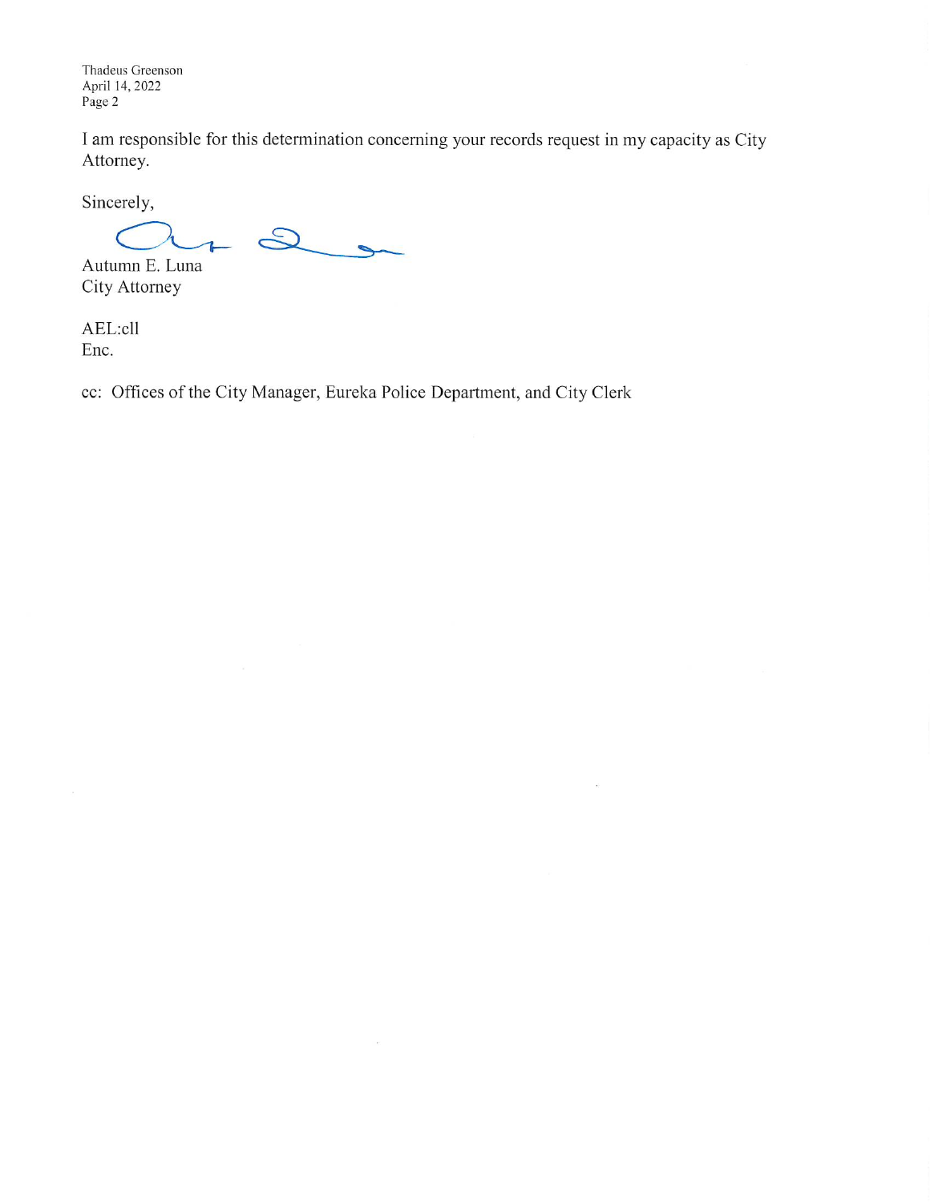I am responsible for this determination concerning your records request in my capacity as City Attorney.

Sincerely,

Autumn E. Luna
City Attorney

AEL:cll
Enc.

cc: Offices of the City Manager, Eureka Police Department, and City Clerk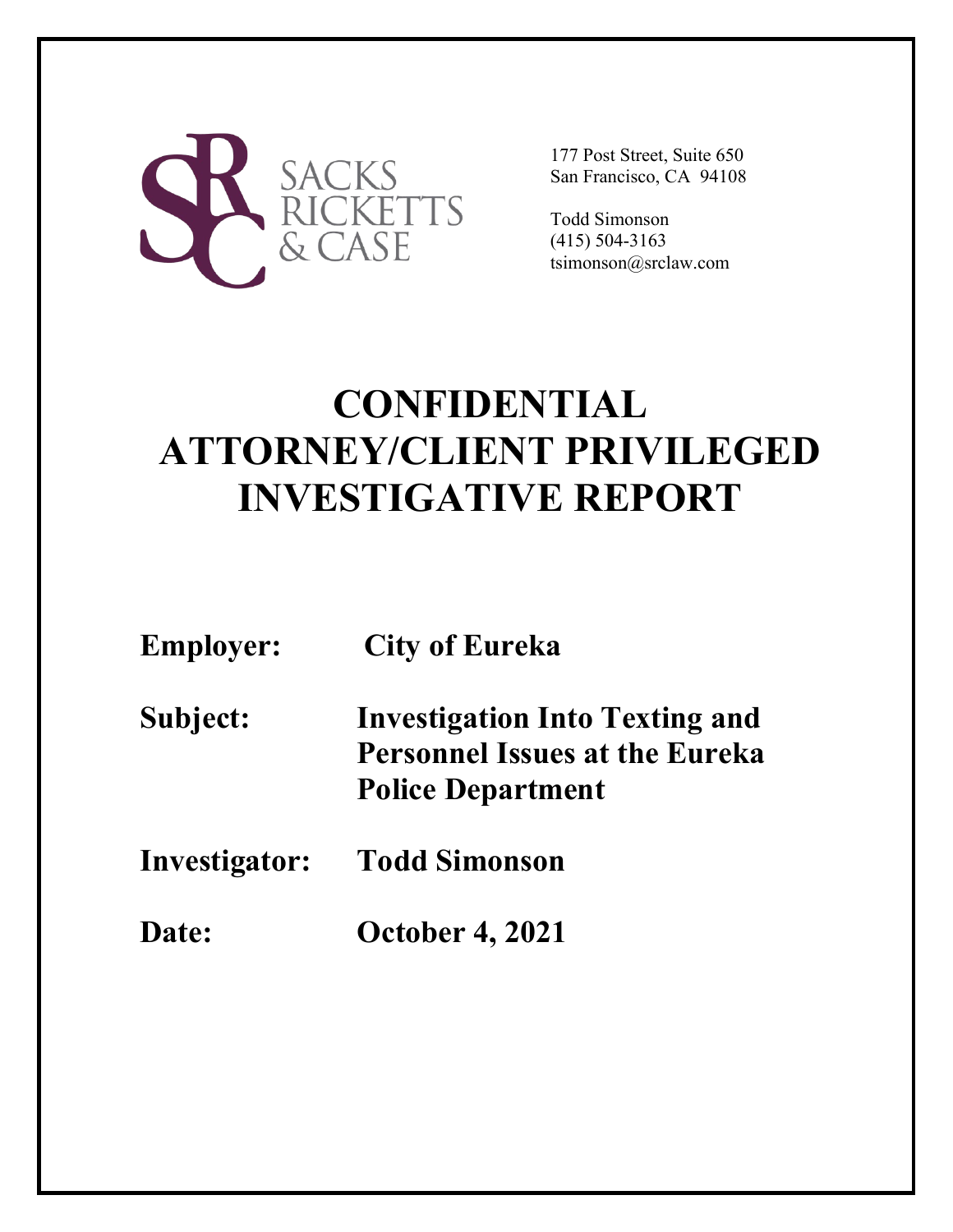SACKS RICKETTS & CASE

177 Post Street, Suite 650
San Francisco, CA 94108

Todd Simonson
(415) 504-3163
tsimonson@srclaw.com

# CONFIDENTIAL ATTORNEY/CLIENT PRIVILEGED INVESTIGATIVE REPORT

**Employer:** **City of Eureka**

**Subject:** **Investigation Into Texting and Personnel Issues at the Eureka Police Department**

**Investigator:** **Todd Simonson**

**Date:** **October 4, 2021**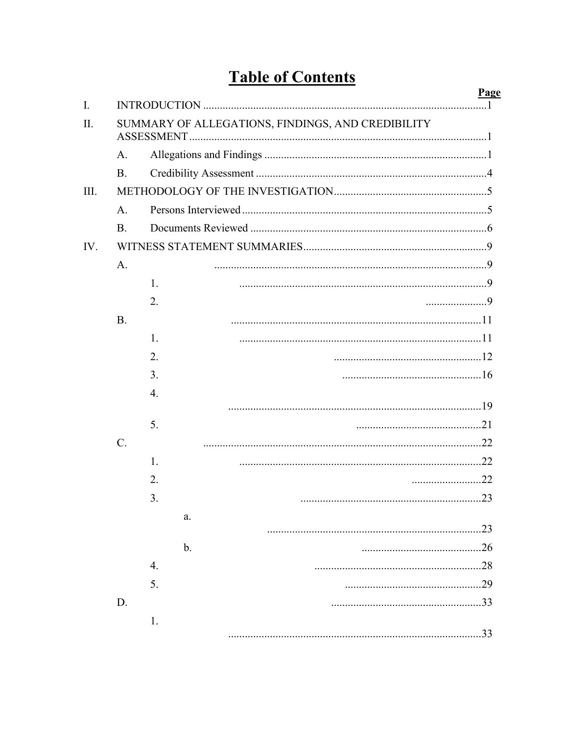# Table of Contents

| | | Page |
|---|---|---|
| I. | INTRODUCTION | 1 |
| II. | SUMMARY OF ALLEGATIONS, FINDINGS, AND CREDIBILITY ASSESSMENT | 1 |
| | A. Allegations and Findings | 1 |
| | B. Credibility Assessment | 4 |
| III. | METHODOLOGY OF THE INVESTIGATION | 5 |
| | A. Persons Interviewed | 5 |
| | B. Documents Reviewed | 6 |
| IV. | WITNESS STATEMENT SUMMARIES | 9 |
| | A. | 9 |
| | 1. | 9 |
| | 2. | 9 |
| | B. | 11 |
| | 1. | 11 |
| | 2. | 12 |
| | 3. | 16 |
| | 4. | 19 |
| | 5. | 21 |
| | C. | 22 |
| | 1. | 22 |
| | 2. | 22 |
| | 3. | 23 |
| | a. | 23 |
| | b. | 26 |
| | 4. | 28 |
| | 5. | 29 |
| | D. | 33 |
| | 1. | 33 |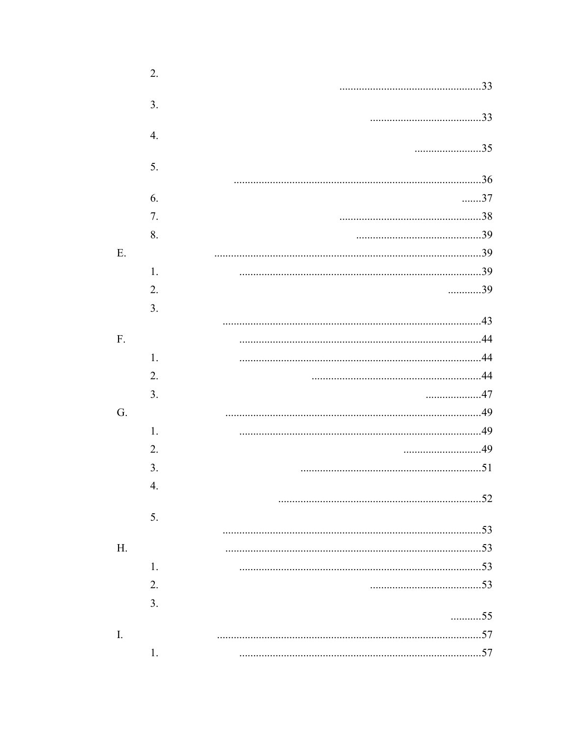2. ....................................................33

3. .........................................33

4. ........................35

5. ..........................................................................................36

6. .......37

7. ....................................................38

8. ..............................................39

E. .................................................................................................39

1. .......................................................................................39

2. ............39

3. ..............................................................................................43

F. .......................................................................................44

1. .......................................................................................44

2. .............................................................44

3. ....................47

G. ............................................................................................49

1. .......................................................................................49

2. ............................49

3. .................................................................51

4. .........................................................................52

5. ..............................................................................................53

H. ............................................................................................53

1. .......................................................................................53

2. ........................................53

3. ...........55

I. ...............................................................................................57

1. .......................................................................................57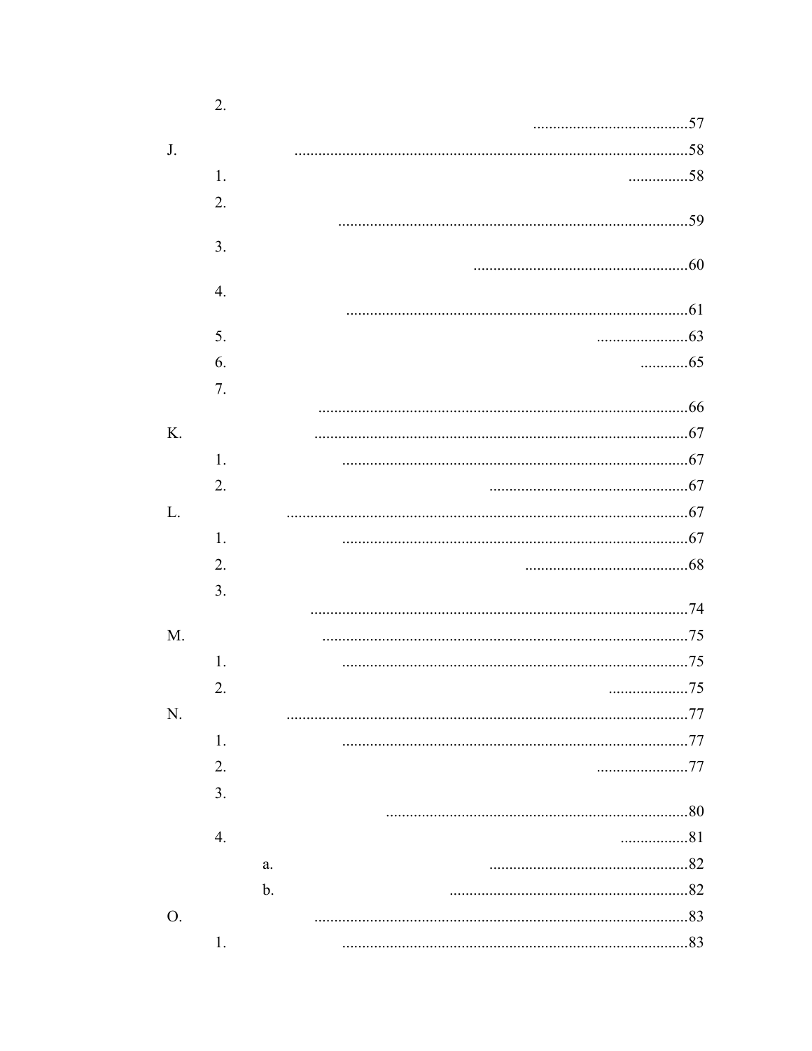2. ........................................57

J. ........................................58

1. ........................................58

2. ........................................59

3. ........................................60

4. ........................................61

5. ........................................63

6. ........................................65

7. ........................................66

K. ........................................67

1. ........................................67

2. ........................................67

L. ........................................67

1. ........................................67

2. ........................................68

3. ........................................74

M. ........................................75

1. ........................................75

2. ........................................75

N. ........................................77

1. ........................................77

2. ........................................77

3. ........................................80

4. ........................................81

a. ........................................82

b. ........................................82

O. ........................................83

1. ........................................83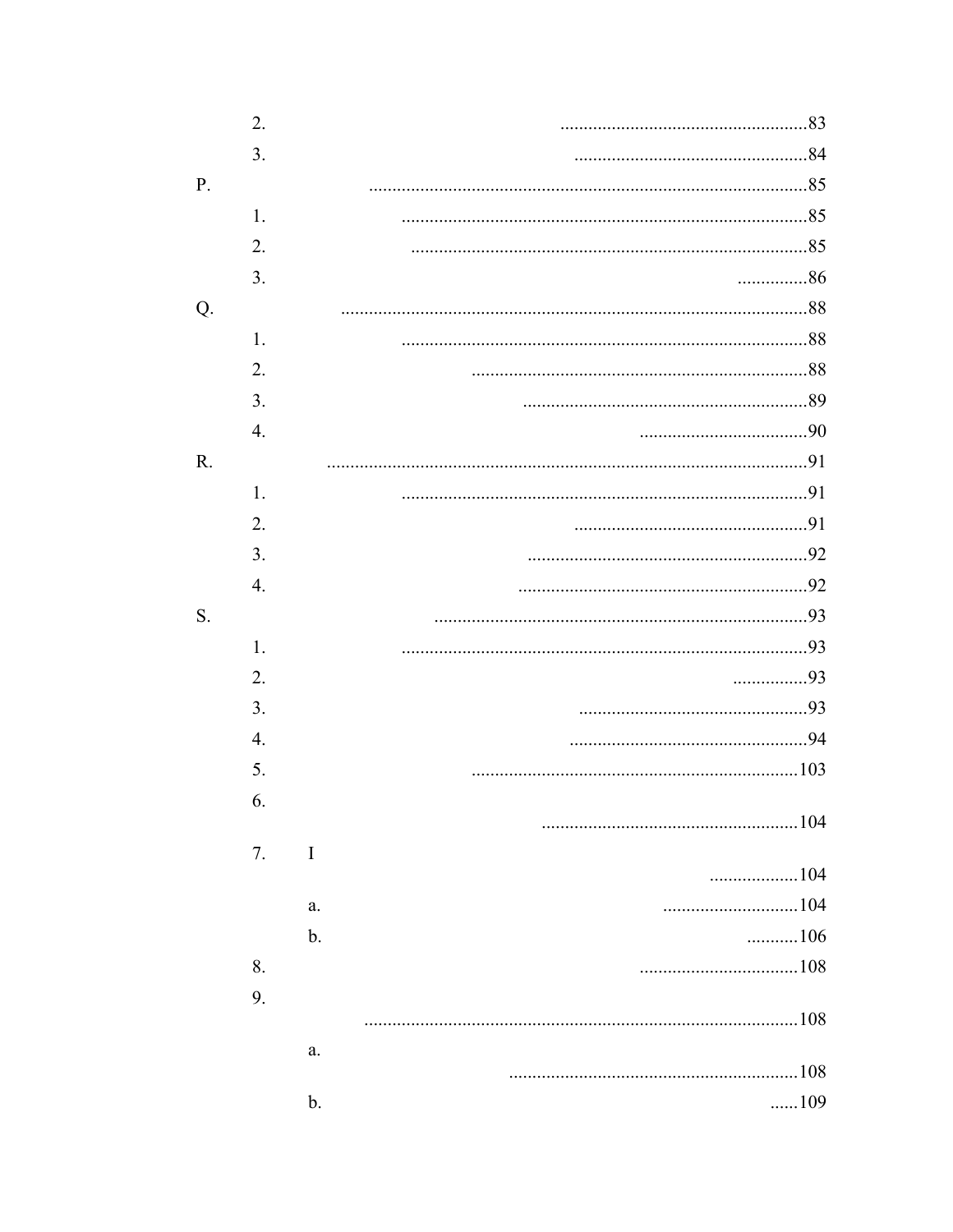2. ........................................................83

3. ......................................................84

P. ......................................................................................85

1. ..............................................................................85

2. ............................................................................85

3. ...............86

Q. ...........................................................................................88

1. ..............................................................................88

2. ...............................................................88

3. ....................................................89

4. ...................................90

R. ...............................................................................................91

1. ..............................................................................91

2. ......................................................91

3. ...................................................92

4. .....................................................92

S. ........................................................................93

1. ..............................................................................93

2. ................93

3. ....................................................93

4. .......................................................94

5. .........................................................103

6. ........................................................104

7. I ...................104

a. .............................104

b. ...........106

8. ...................................108

9. .............................................................................................108

a. ..............................................................108

b. ......109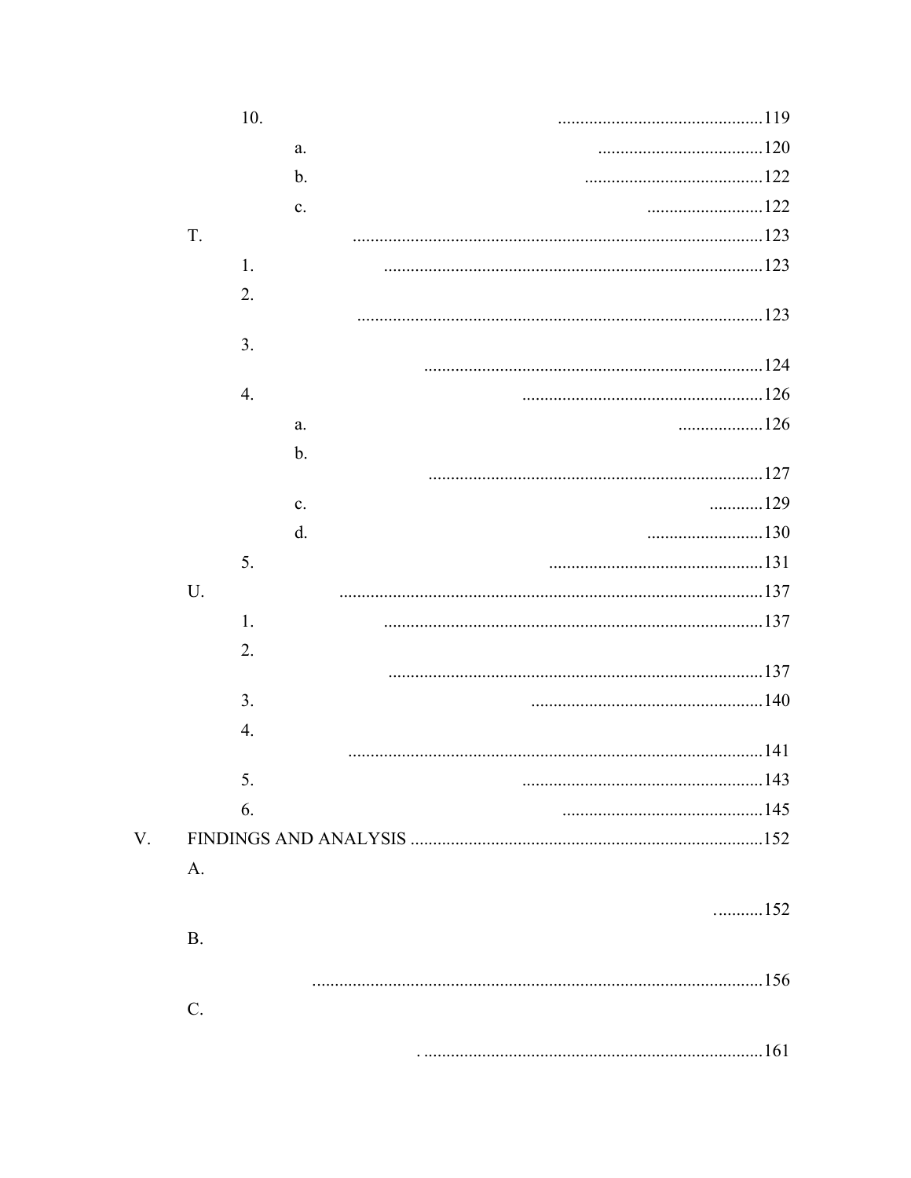10. ..............................................119

a. .....................................120

b. ........................................122

c. ..........................122

T. ............................................................................................123

1. .....................................................................................123

2. ...........................................................................................123

3. ............................................................................124

4. ......................................................126

a. ...................126

b. ...........................................................................127

c. ............129

d. ..........................130

5. ................................................131

U. ...............................................................................................137

1. .....................................................................................137

2. ....................................................................................137

3. ....................................................140

4. .............................................................................................141

5. ......................................................143

6. .............................................145

V. FINDINGS AND ANALYSIS ...............................................................................152

A. ..........152

B. ......................................................................................................156

C. . ............................................................................161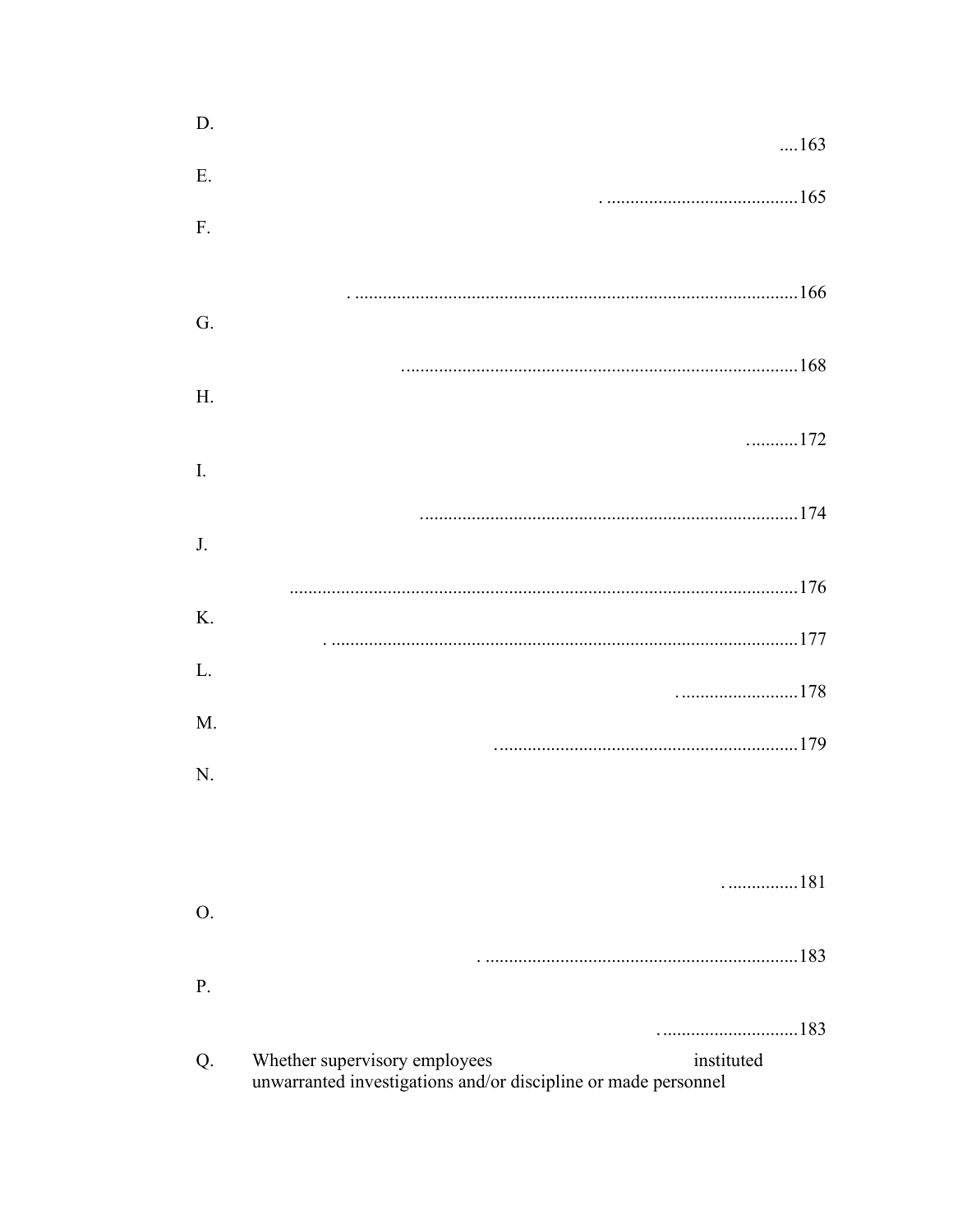D. ....163

E. . ..........................................165

F. . ..............................................................................................166

G. ....................................................................................168

H. ...........172

I. .................................................................................174

J. ............................................................................................................176

K. . ...................................................................................................177

L. . .........................178

M. ................................................................179

N. . ...............181

O. . ..................................................................183

P. . .............................183

Q. Whether supervisory employees instituted unwarranted investigations and/or discipline or made personnel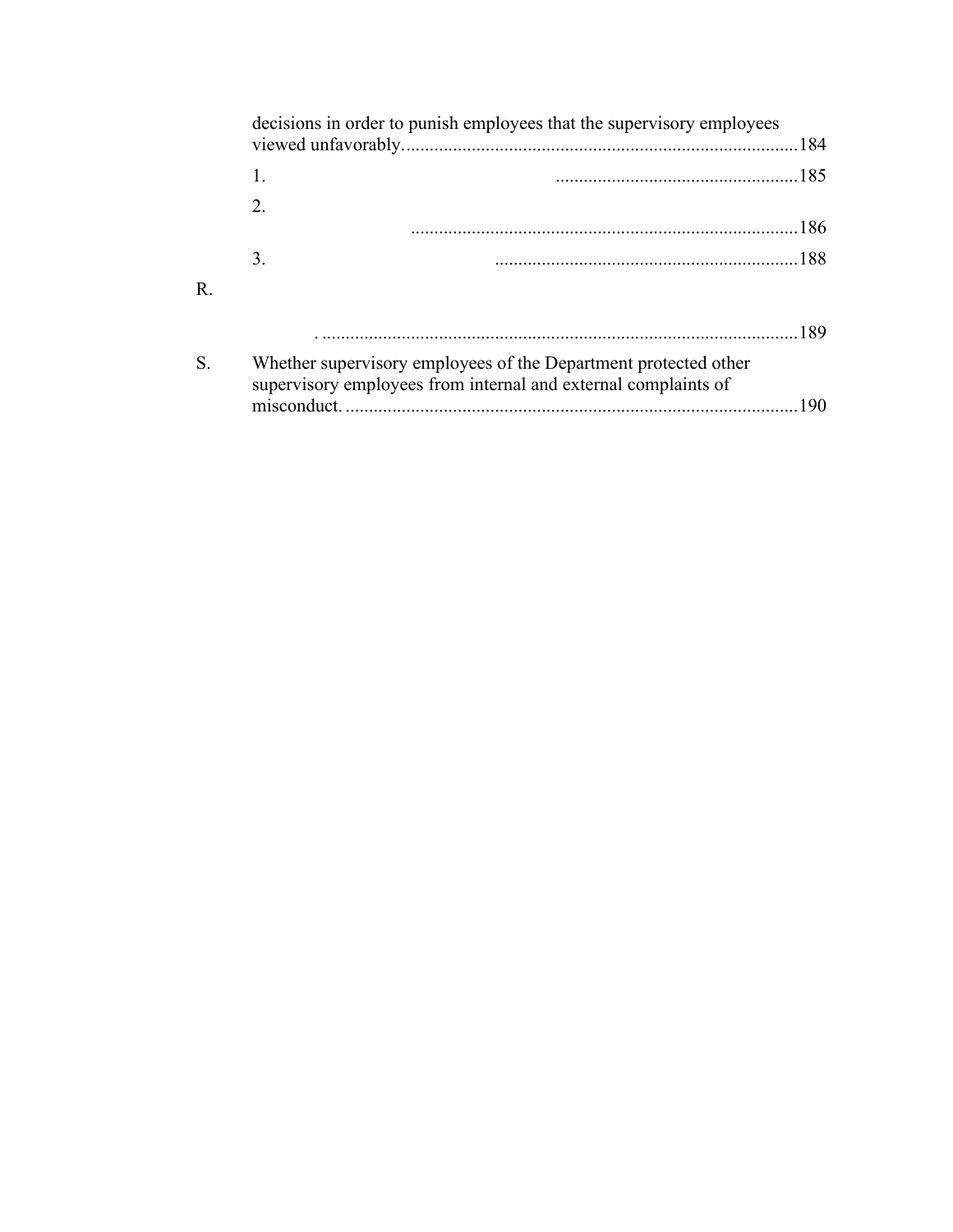decisions in order to punish employees that the supervisory employees viewed unfavorably. ....................................................................................184

1. ....................................................185

2. ..................................................................................186

3. .................................................................188

R. . ......................................................................................................189

S. Whether supervisory employees of the Department protected other supervisory employees from internal and external complaints of misconduct. ................................................................................................190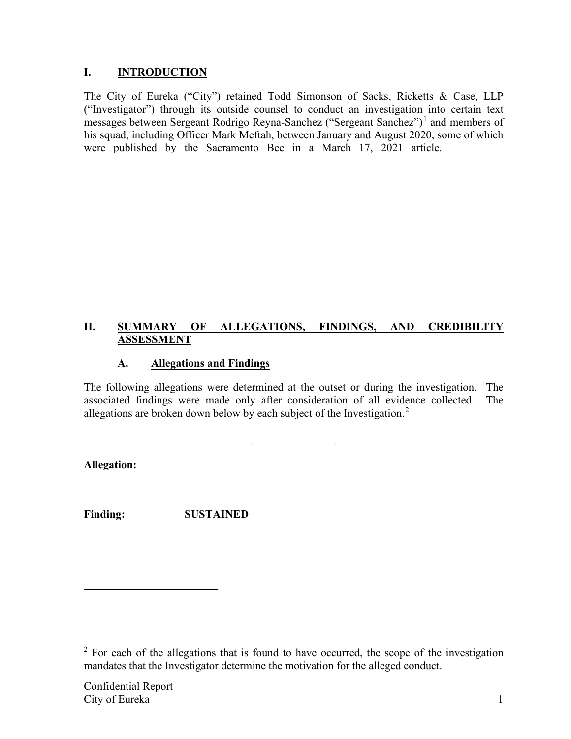# I. INTRODUCTION

The City of Eureka ("City") retained Todd Simonson of Sacks, Ricketts & Case, LLP ("Investigator") through its outside counsel to conduct an investigation into certain text messages between Sergeant Rodrigo Reyna-Sanchez ("Sergeant Sanchez")[1] and members of his squad, including Officer Mark Meftah, between January and August 2020, some of which were published by the Sacramento Bee in a March 17, 2021 article.

# II. SUMMARY OF ALLEGATIONS, FINDINGS, AND CREDIBILITY ASSESSMENT

## A. Allegations and Findings

The following allegations were determined at the outset or during the investigation. The associated findings were made only after consideration of all evidence collected. The allegations are broken down below by each subject of the Investigation.[2]

**Allegation:**

**Finding:** **SUSTAINED**

---

[2] For each of the allegations that is found to have occurred, the scope of the investigation mandates that the Investigator determine the motivation for the alleged conduct.

Confidential Report
City of Eureka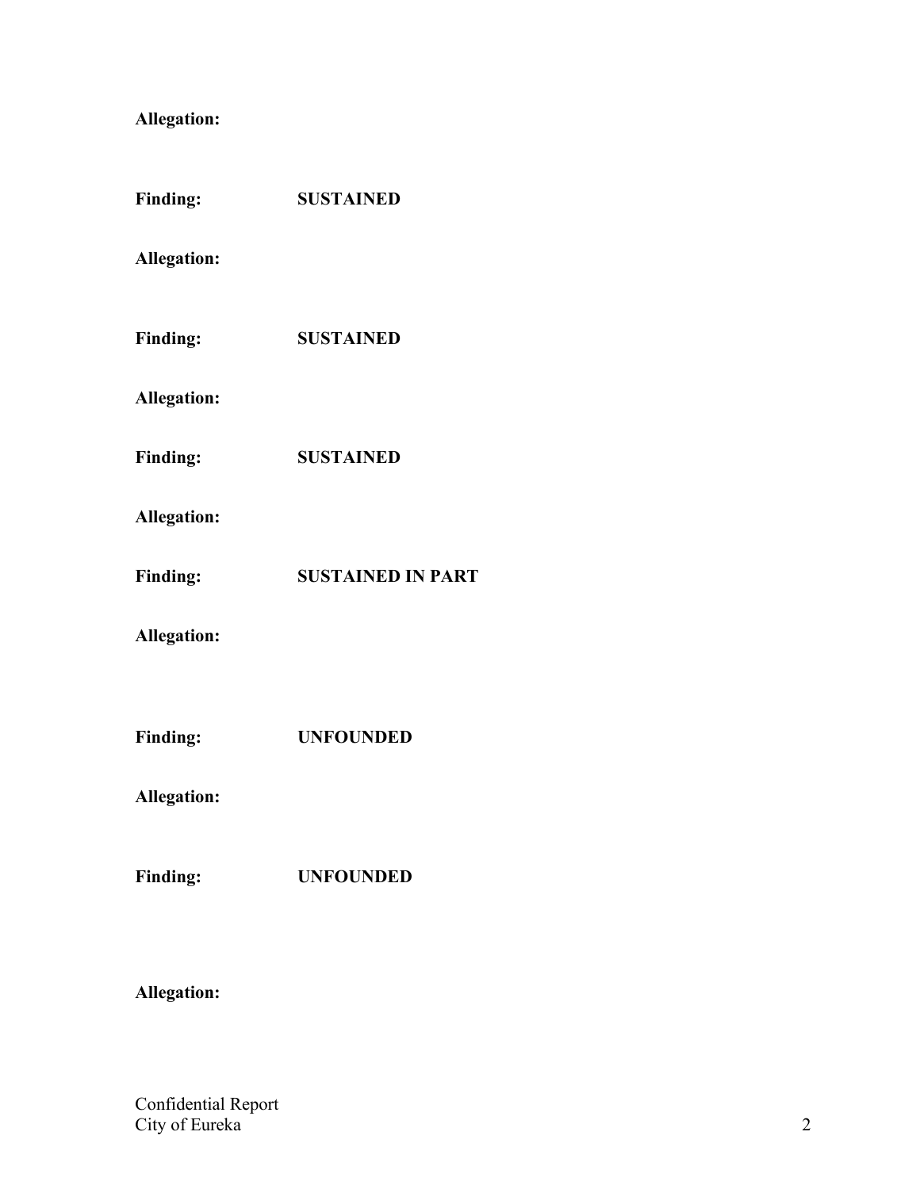**Allegation:**

**Finding:** **SUSTAINED**

**Allegation:**

**Finding:** **SUSTAINED**

**Allegation:**

**Finding:** **SUSTAINED**

**Allegation:**

**Finding:** **SUSTAINED IN PART**

**Allegation:**

**Finding:** **UNFOUNDED**

**Allegation:**

**Finding:** **UNFOUNDED**

**Allegation:**

Confidential Report
City of Eureka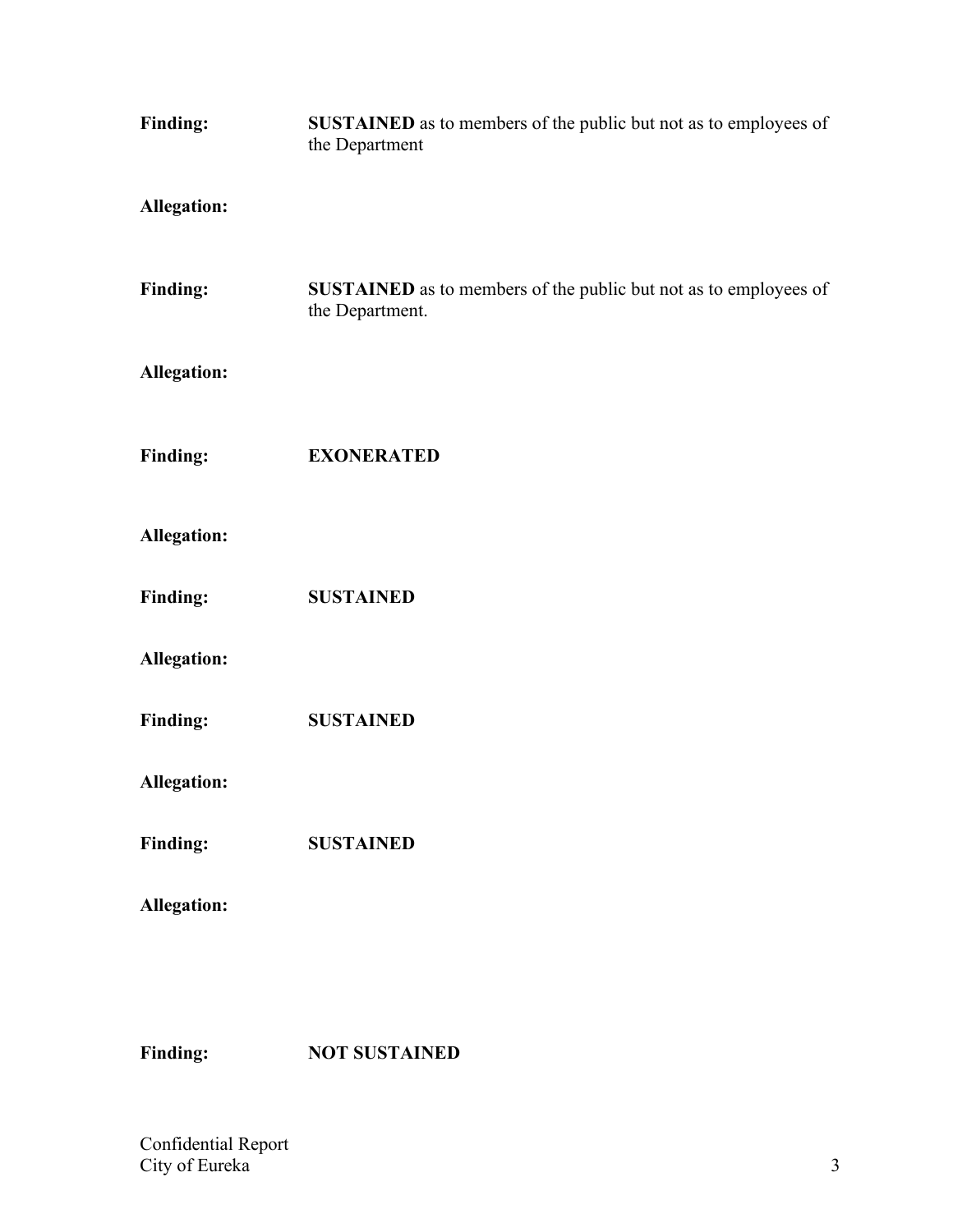**Finding:** **SUSTAINED** as to members of the public but not as to employees of the Department

**Allegation:**

**Finding:** **SUSTAINED** as to members of the public but not as to employees of the Department.

**Allegation:**

**Finding:** **EXONERATED**

**Allegation:**

**Finding:** **SUSTAINED**

**Allegation:**

**Finding:** **SUSTAINED**

**Allegation:**

**Finding:** **SUSTAINED**

**Allegation:**

**Finding:** **NOT SUSTAINED**

Confidential Report
City of Eureka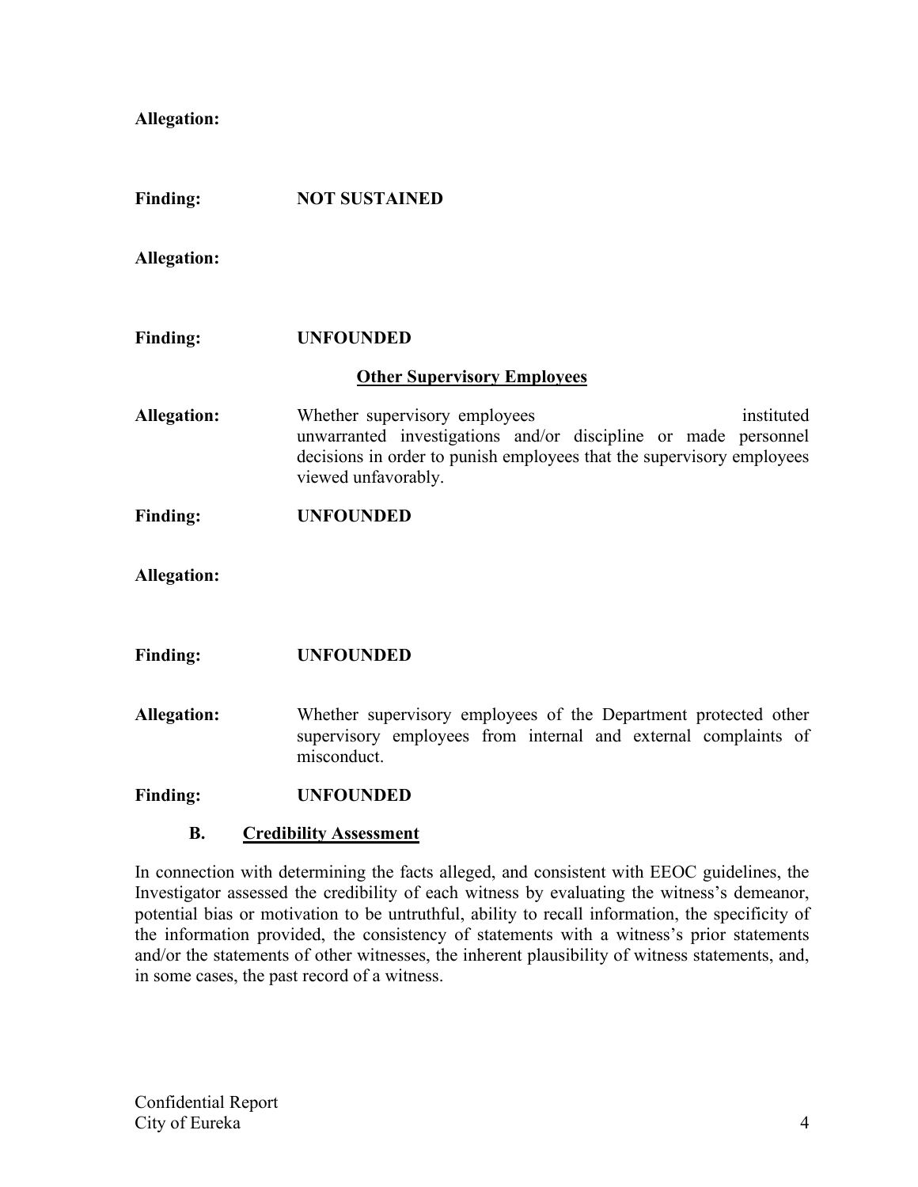**Allegation:**

**Finding:** **NOT SUSTAINED**

**Allegation:**

**Finding:** **UNFOUNDED**

**<u>Other Supervisory Employees</u>**

**Allegation:** Whether supervisory employees instituted unwarranted investigations and/or discipline or made personnel decisions in order to punish employees that the supervisory employees viewed unfavorably.

**Finding:** **UNFOUNDED**

**Allegation:**

**Finding:** **UNFOUNDED**

**Allegation:** Whether supervisory employees of the Department protected other supervisory employees from internal and external complaints of misconduct.

**Finding:** **UNFOUNDED**

### B. <u>Credibility Assessment</u>

In connection with determining the facts alleged, and consistent with EEOC guidelines, the Investigator assessed the credibility of each witness by evaluating the witness's demeanor, potential bias or motivation to be untruthful, ability to recall information, the specificity of the information provided, the consistency of statements with a witness's prior statements and/or the statements of other witnesses, the inherent plausibility of witness statements, and, in some cases, the past record of a witness.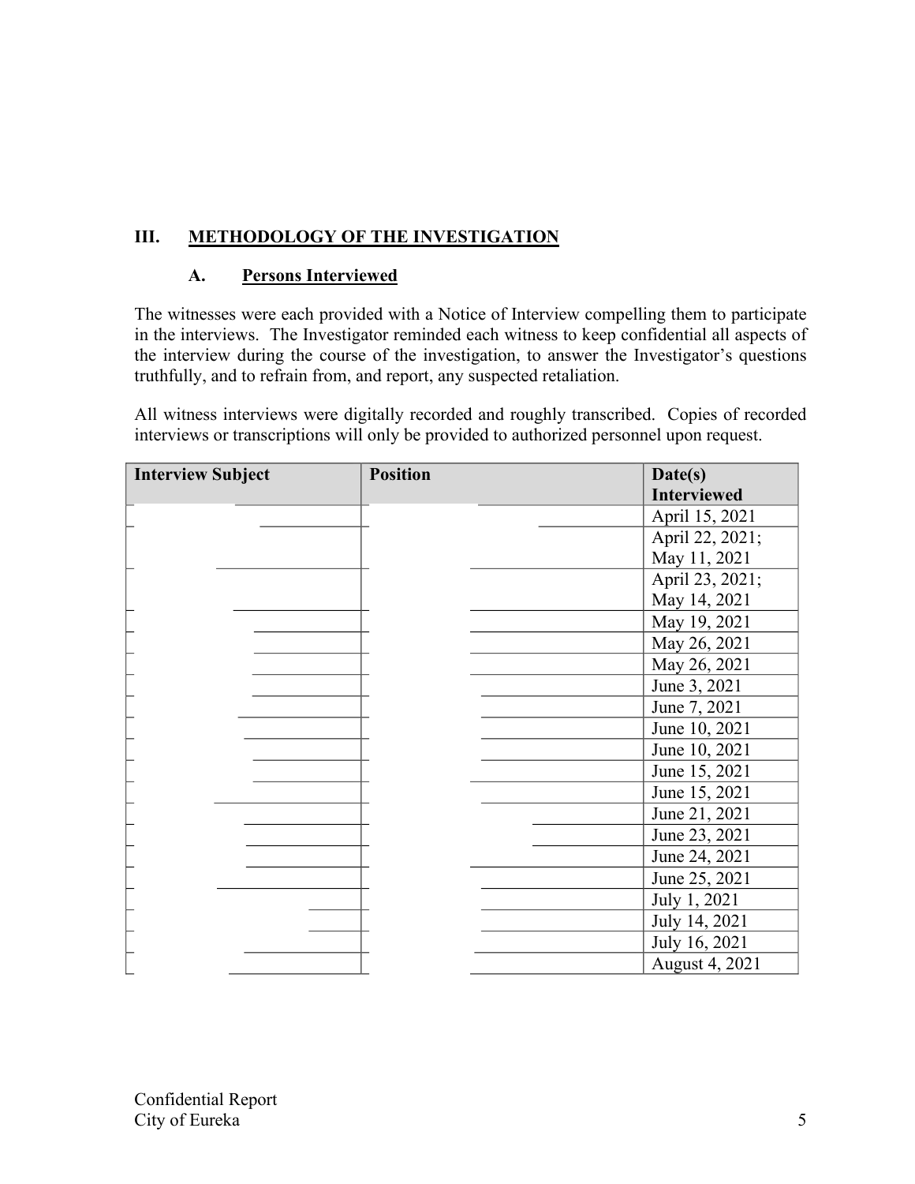## III. METHODOLOGY OF THE INVESTIGATION

### A. Persons Interviewed

The witnesses were each provided with a Notice of Interview compelling them to participate in the interviews. The Investigator reminded each witness to keep confidential all aspects of the interview during the course of the investigation, to answer the Investigator's questions truthfully, and to refrain from, and report, any suspected retaliation.

All witness interviews were digitally recorded and roughly transcribed. Copies of recorded interviews or transcriptions will only be provided to authorized personnel upon request.

| Interview Subject | Position | Date(s) Interviewed |
|---|---|---|
| | | April 15, 2021 |
| | | April 22, 2021; May 11, 2021 |
| | | April 23, 2021; May 14, 2021 |
| | | May 19, 2021 |
| | | May 26, 2021 |
| | | May 26, 2021 |
| | | June 3, 2021 |
| | | June 7, 2021 |
| | | June 10, 2021 |
| | | June 10, 2021 |
| | | June 15, 2021 |
| | | June 15, 2021 |
| | | June 21, 2021 |
| | | June 23, 2021 |
| | | June 24, 2021 |
| | | June 25, 2021 |
| | | July 1, 2021 |
| | | July 14, 2021 |
| | | July 16, 2021 |
| | | August 4, 2021 |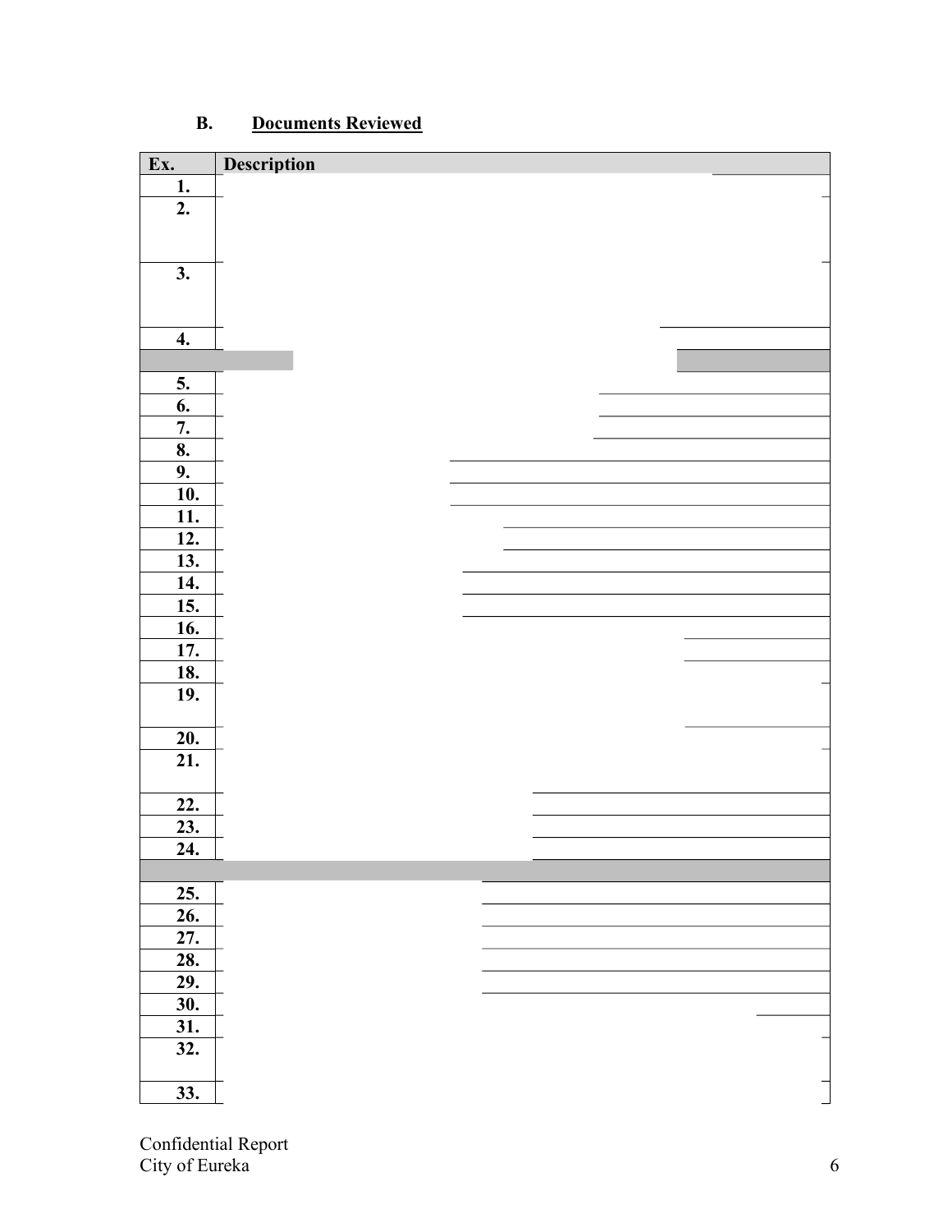### B. Documents Reviewed

| Ex. | Description |
|---|---|
| **1.** | |
| **2.** | |
| **3.** | |
| **4.** | |
| | |
| **5.** | |
| **6.** | |
| **7.** | |
| **8.** | |
| **9.** | |
| **10.** | |
| **11.** | |
| **12.** | |
| **13.** | |
| **14.** | |
| **15.** | |
| **16.** | |
| **17.** | |
| **18.** | |
| **19.** | |
| **20.** | |
| **21.** | |
| **22.** | |
| **23.** | |
| **24.** | |
| | |
| **25.** | |
| **26.** | |
| **27.** | |
| **28.** | |
| **29.** | |
| **30.** | |
| **31.** | |
| **32.** | |
| **33.** | |

Confidential Report
City of Eureka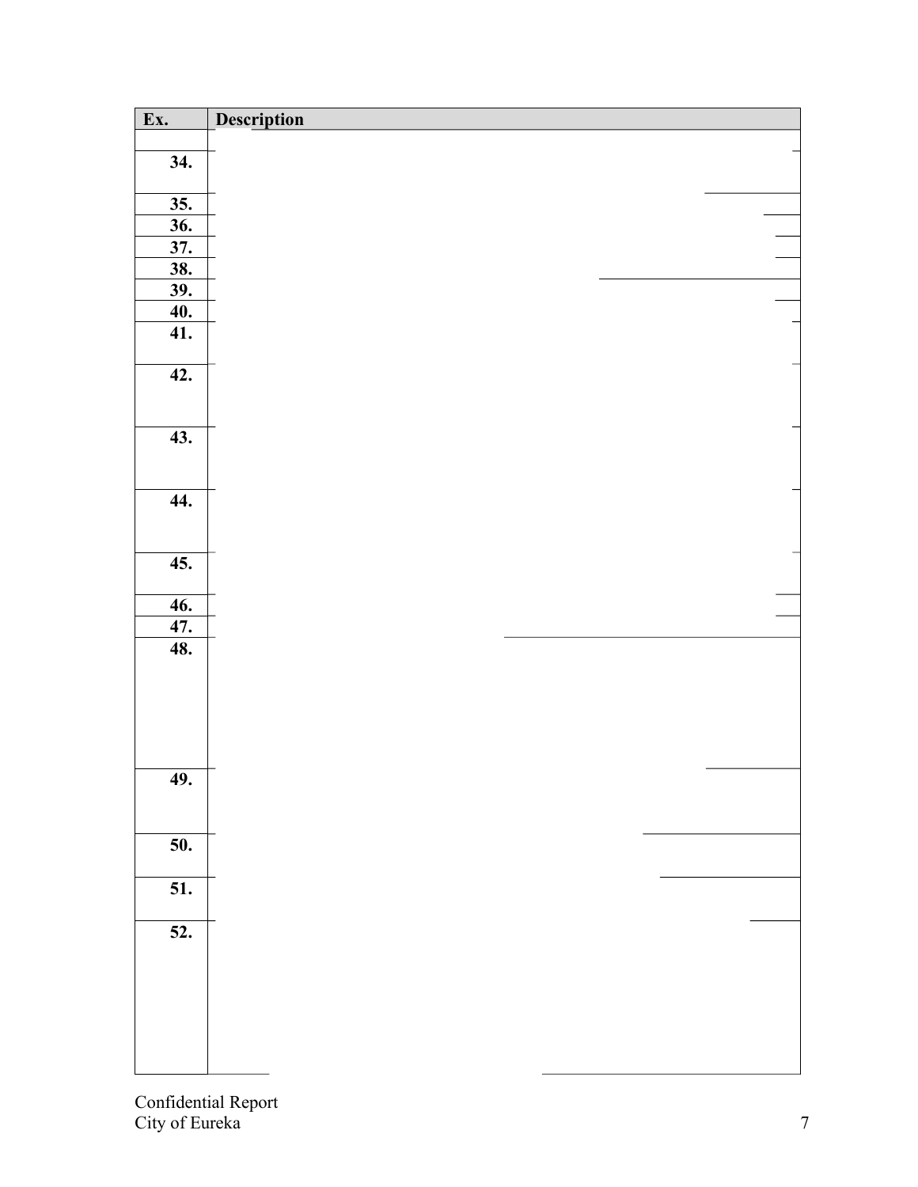| Ex. | Description |
| --- | --- |
| | |
| **34.** | |
| **35.** | |
| **36.** | |
| **37.** | |
| **38.** | |
| **39.** | |
| **40.** | |
| **41.** | |
| **42.** | |
| **43.** | |
| **44.** | |
| **45.** | |
| **46.** | |
| **47.** | |
| **48.** | |
| **49.** | |
| **50.** | |
| **51.** | |
| **52.** | |

Confidential Report
City of Eureka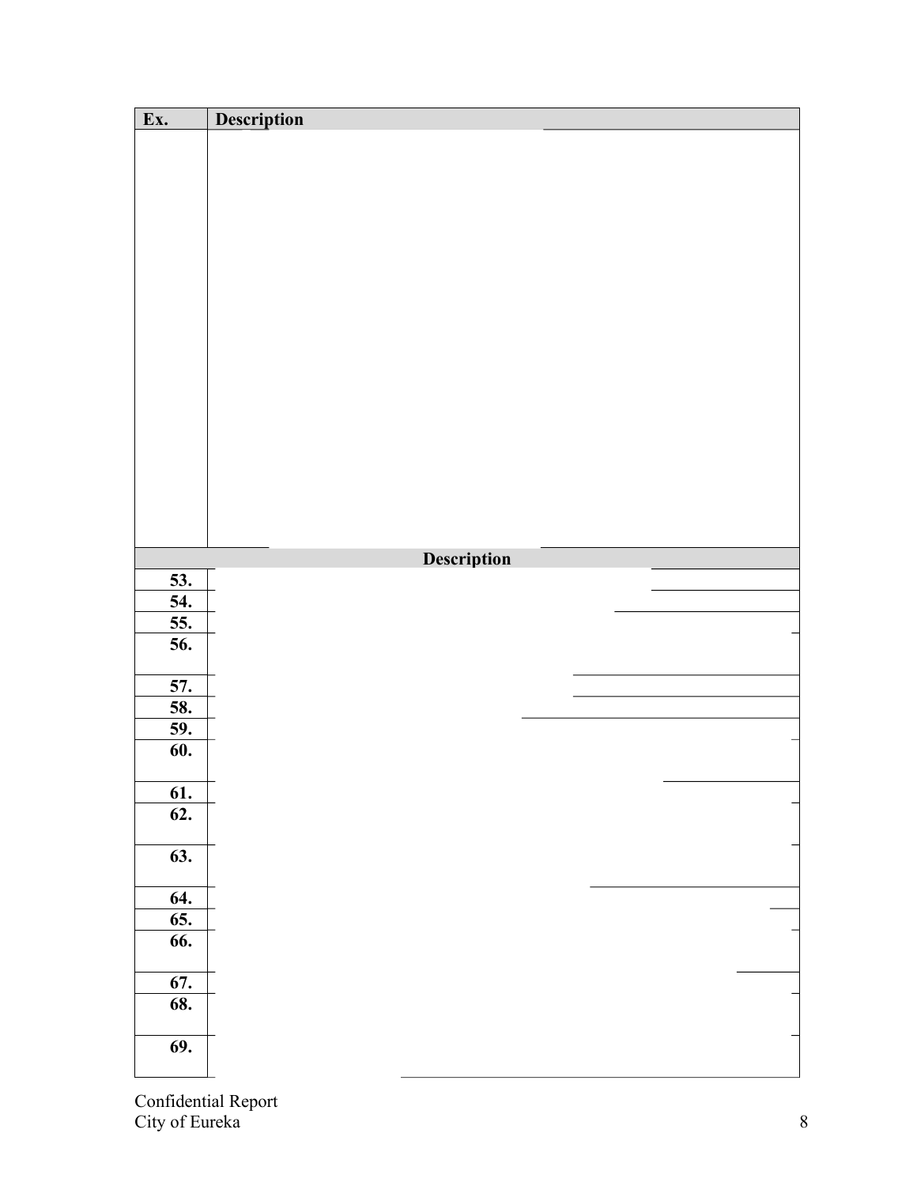| Ex. | Description |
| --- | --- |
| | |

| | Description |
| --- | --- |
| 53. | |
| 54. | |
| 55. | |
| 56. | |
| 57. | |
| 58. | |
| 59. | |
| 60. | |
| 61. | |
| 62. | |
| 63. | |
| 64. | |
| 65. | |
| 66. | |
| 67. | |
| 68. | |
| 69. | |

Confidential Report
City of Eureka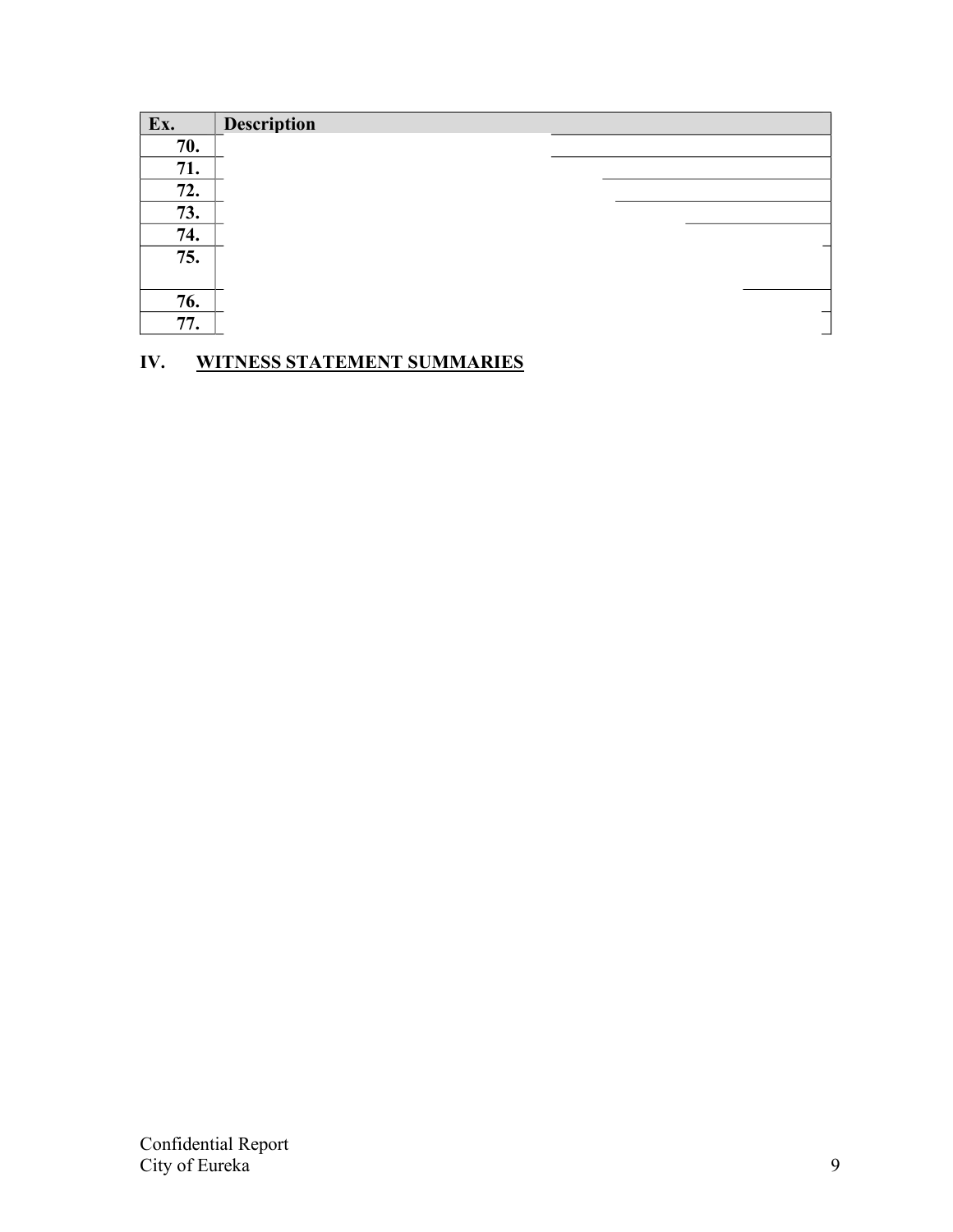| Ex. | Description |
|---|---|
| 70. | |
| 71. | |
| 72. | |
| 73. | |
| 74. | |
| 75. | |
| 76. | |
| 77. | |

## IV. WITNESS STATEMENT SUMMARIES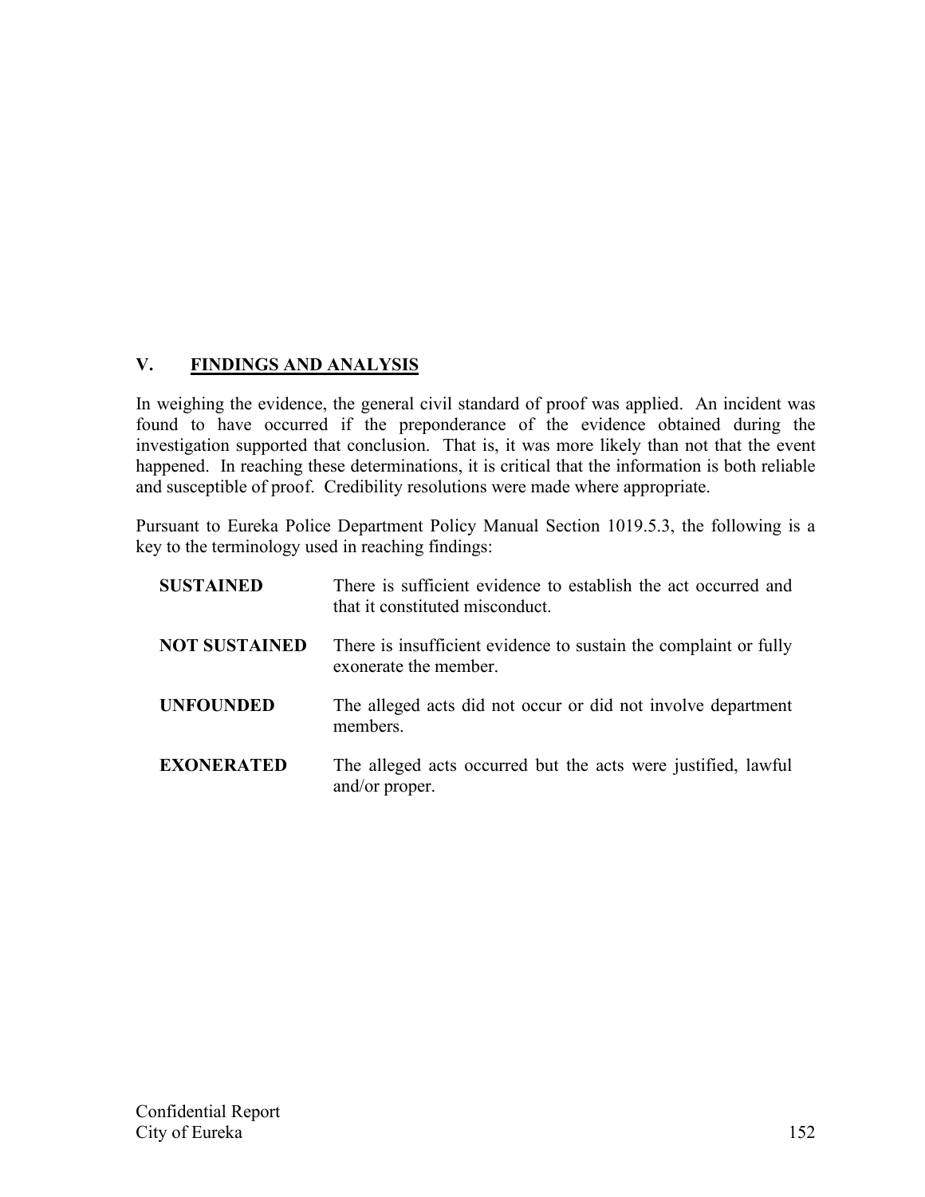## V. FINDINGS AND ANALYSIS

In weighing the evidence, the general civil standard of proof was applied. An incident was found to have occurred if the preponderance of the evidence obtained during the investigation supported that conclusion. That is, it was more likely than not that the event happened. In reaching these determinations, it is critical that the information is both reliable and susceptible of proof. Credibility resolutions were made where appropriate.

Pursuant to Eureka Police Department Policy Manual Section 1019.5.3, the following is a key to the terminology used in reaching findings:

| | |
|---|---|
| **SUSTAINED** | There is sufficient evidence to establish the act occurred and that it constituted misconduct. |
| **NOT SUSTAINED** | There is insufficient evidence to sustain the complaint or fully exonerate the member. |
| **UNFOUNDED** | The alleged acts did not occur or did not involve department members. |
| **EXONERATED** | The alleged acts occurred but the acts were justified, lawful and/or proper. |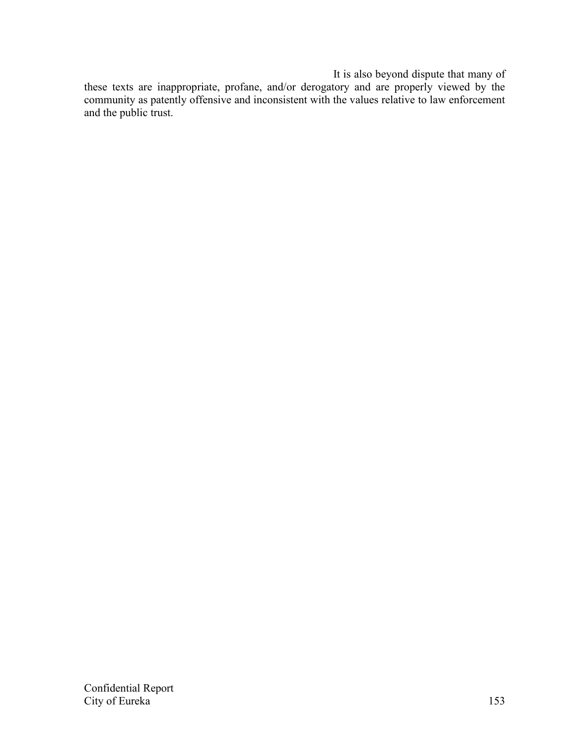It is also beyond dispute that many of these texts are inappropriate, profane, and/or derogatory and are properly viewed by the community as patently offensive and inconsistent with the values relative to law enforcement and the public trust.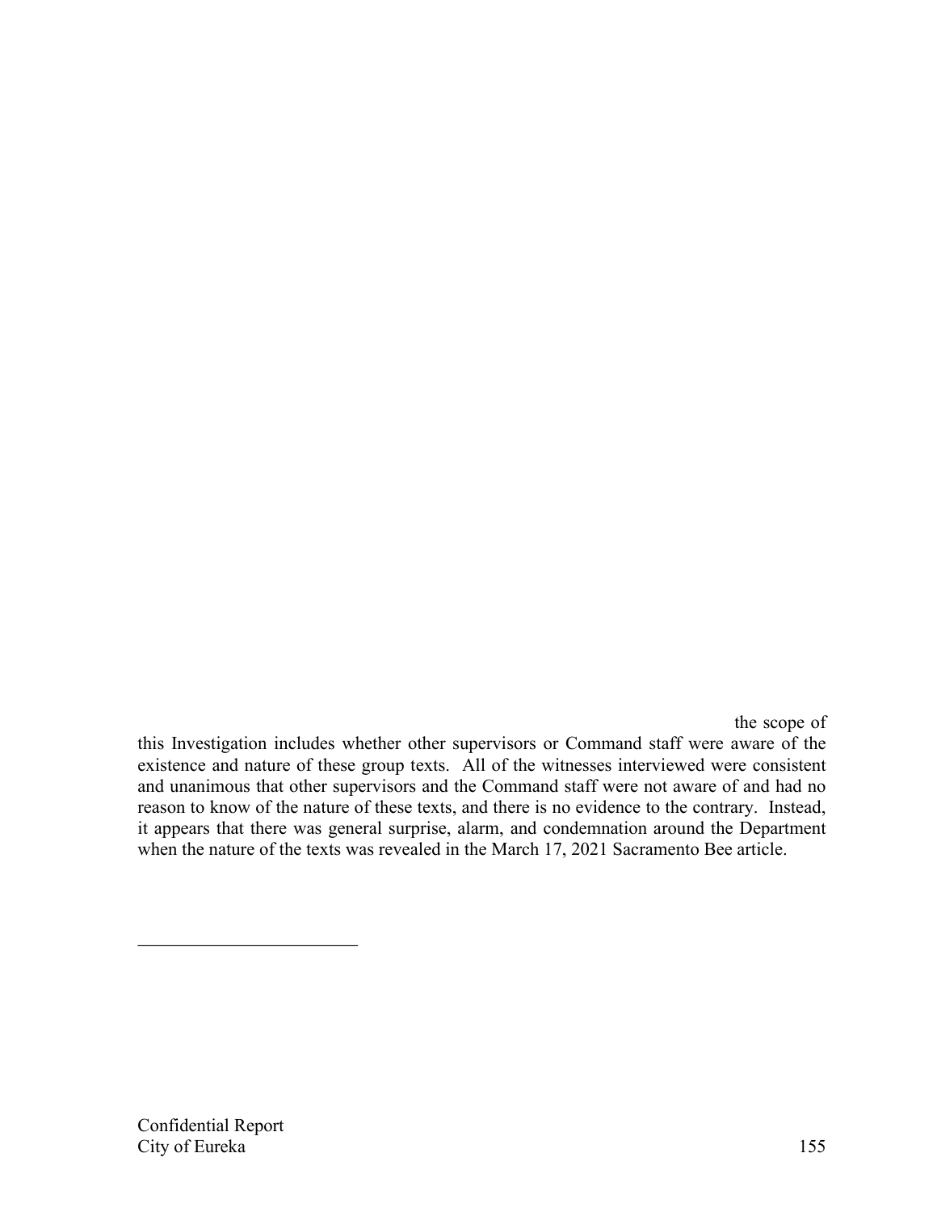the scope of this Investigation includes whether other supervisors or Command staff were aware of the existence and nature of these group texts. All of the witnesses interviewed were consistent and unanimous that other supervisors and the Command staff were not aware of and had no reason to know of the nature of these texts, and there is no evidence to the contrary. Instead, it appears that there was general surprise, alarm, and condemnation around the Department when the nature of the texts was revealed in the March 17, 2021 Sacramento Bee article.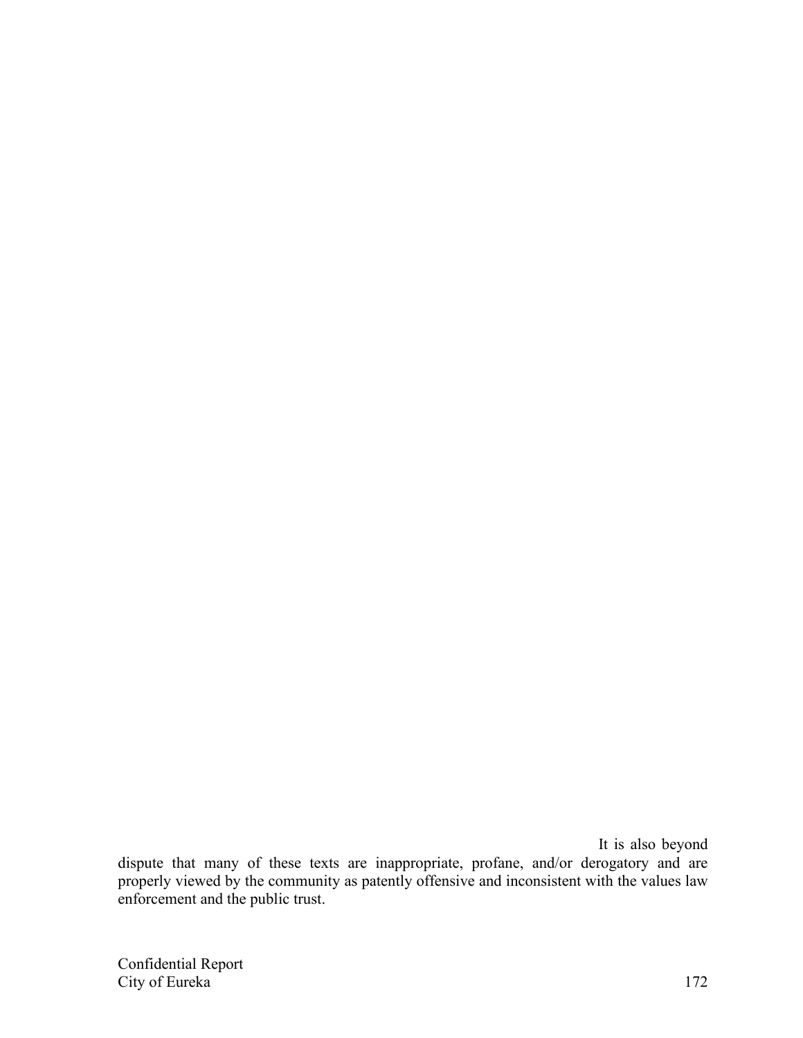It is also beyond dispute that many of these texts are inappropriate, profane, and/or derogatory and are properly viewed by the community as patently offensive and inconsistent with the values law enforcement and the public trust.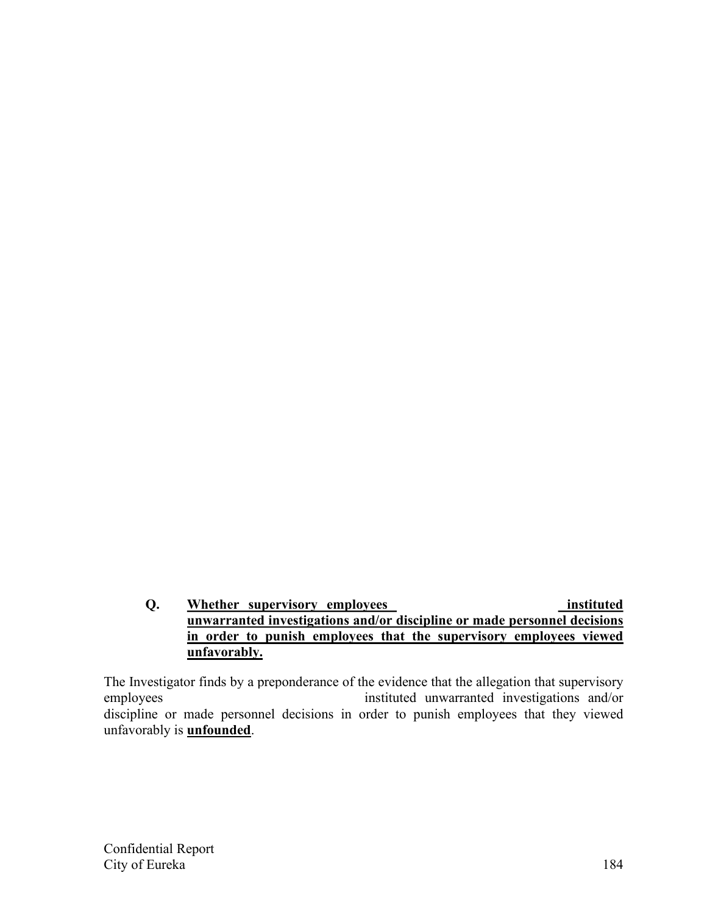**Q. Whether supervisory employees instituted unwarranted investigations and/or discipline or made personnel decisions in order to punish employees that the supervisory employees viewed unfavorably.**

The Investigator finds by a preponderance of the evidence that the allegation that supervisory employees instituted unwarranted investigations and/or discipline or made personnel decisions in order to punish employees that they viewed unfavorably is **unfounded**.

Confidential Report
City of Eureka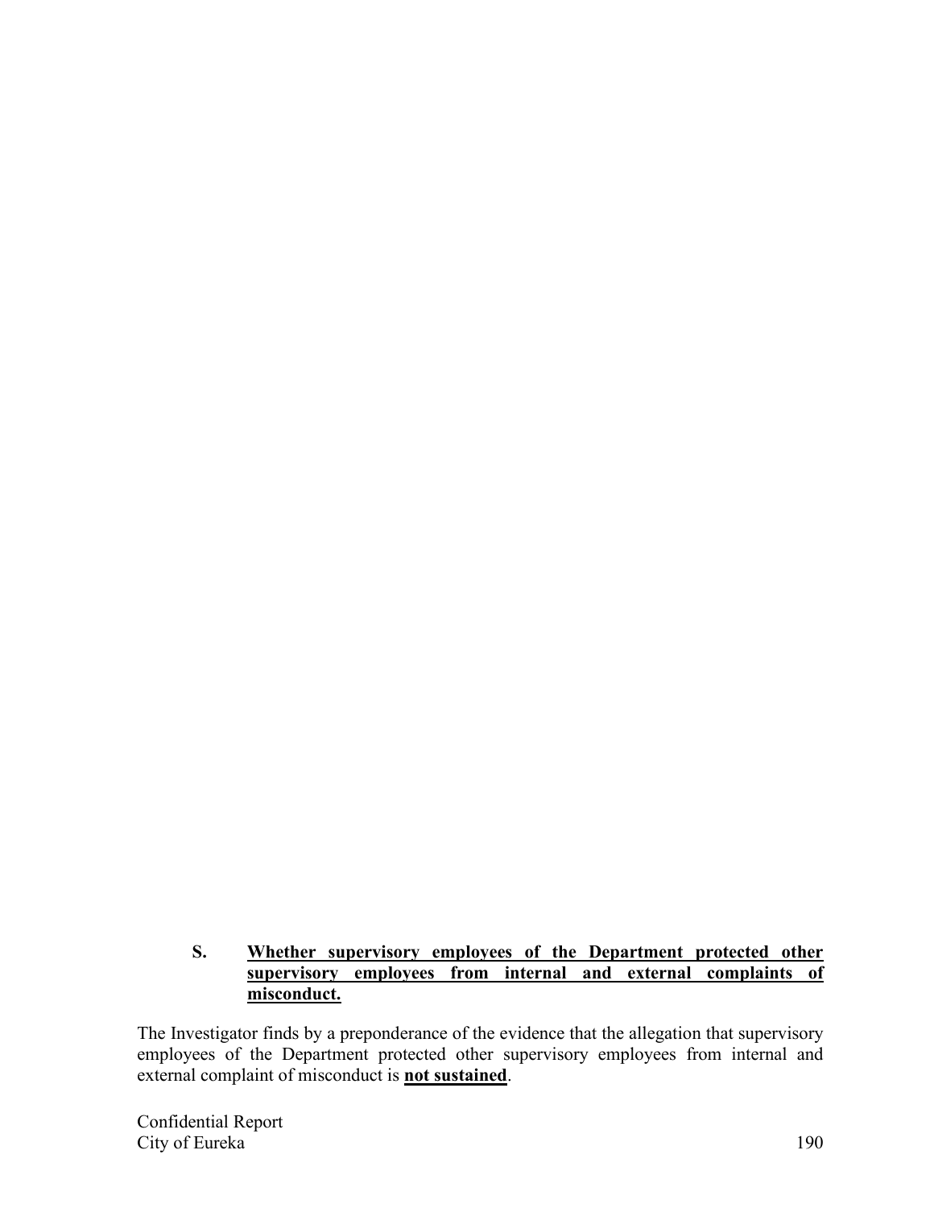### S. **Whether supervisory employees of the Department protected other supervisory employees from internal and external complaints of misconduct.**

The Investigator finds by a preponderance of the evidence that the allegation that supervisory employees of the Department protected other supervisory employees from internal and external complaint of misconduct is **not sustained**.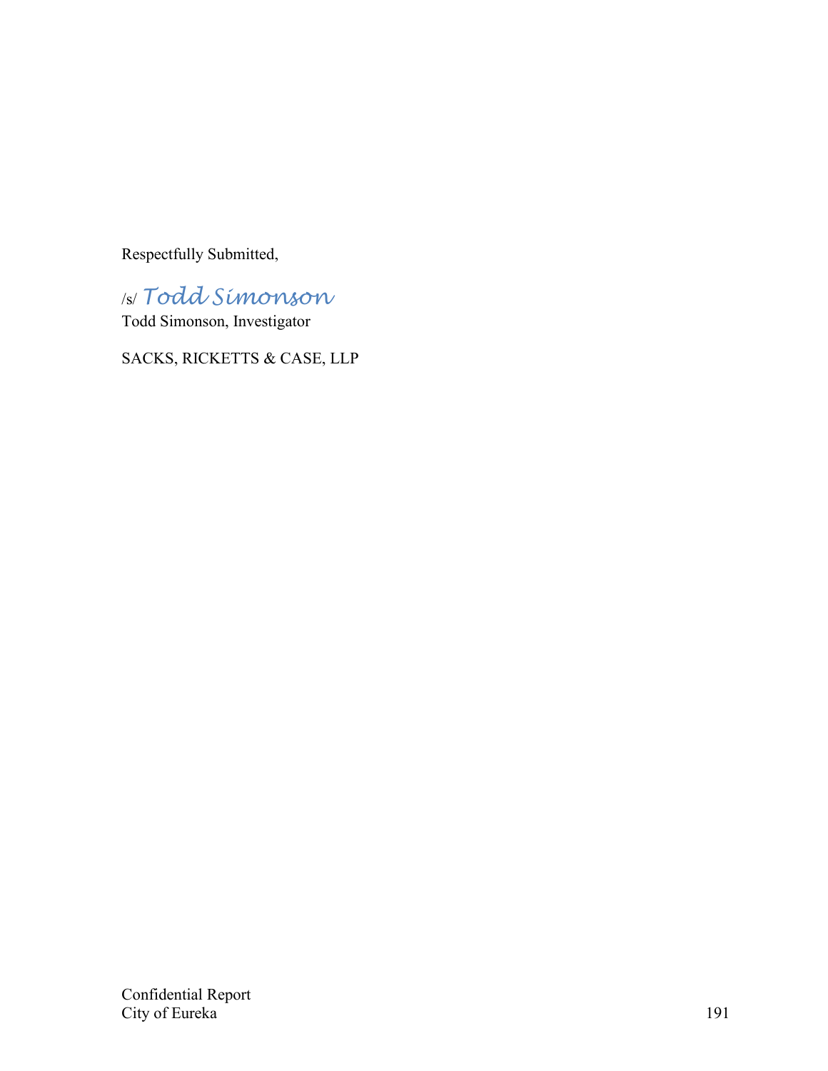Respectfully Submitted,

/s/ *Todd Simonson*
Todd Simonson, Investigator

SACKS, RICKETTS & CASE, LLP